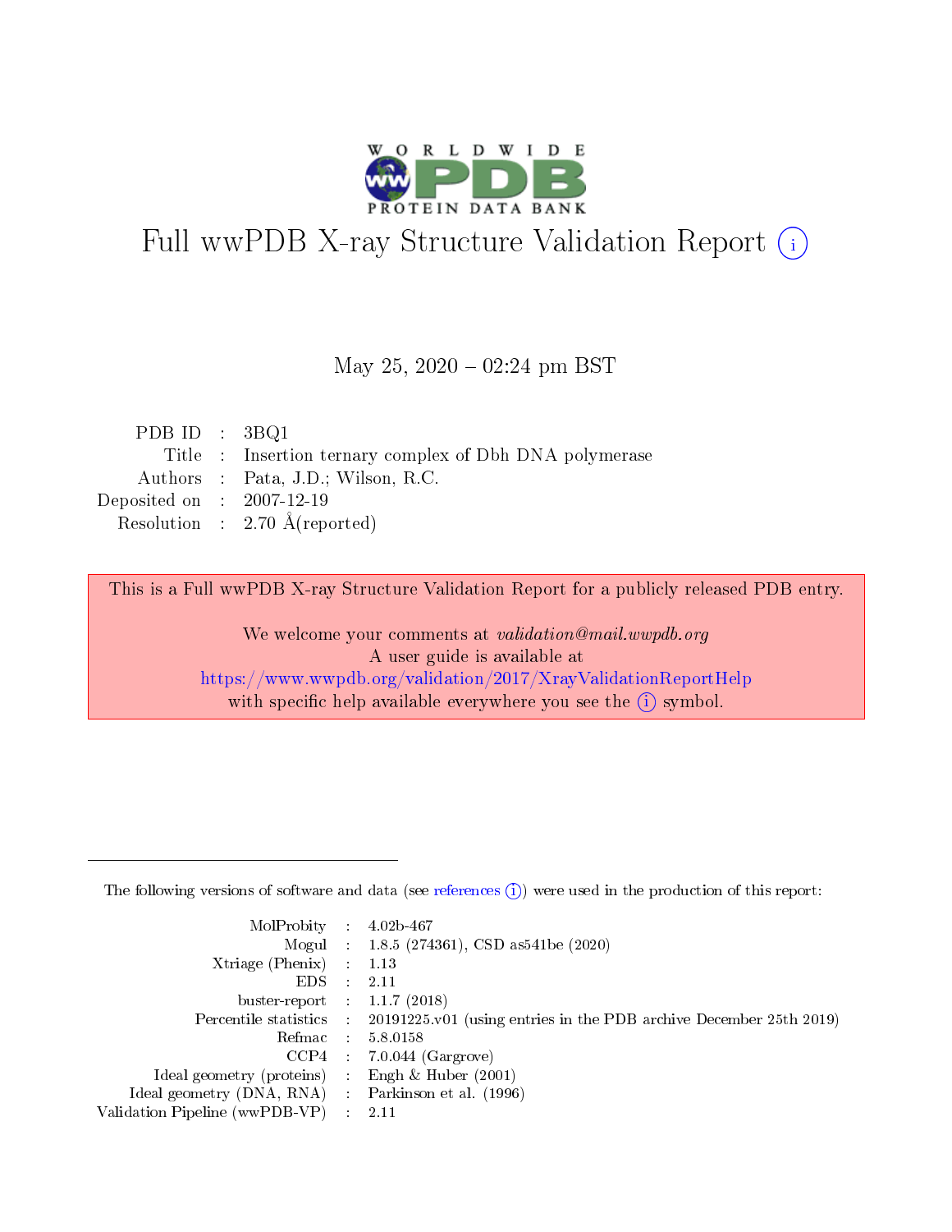# Full wwPDB X-ray Structure Validation Report ⓘ

May 25, 2020 – 02:24 pm BST

| | | |
|---|---|---|
| PDB ID | : | 3BQ1 |
| Title | : | Insertion ternary complex of Dbh DNA polymerase |
| Authors | : | Pata, J.D.; Wilson, R.C. |
| Deposited on | : | 2007-12-19 |
| Resolution | : | 2.70 Å(reported) |

This is a Full wwPDB X-ray Structure Validation Report for a publicly released PDB entry.

We welcome your comments at *validation@mail.wwpdb.org*
A user guide is available at
https://www.wwpdb.org/validation/2017/XrayValidationReportHelp
with specific help available everywhere you see the ⓘ symbol.

The following versions of software and data (see references ⓘ) were used in the production of this report:

| | | |
|---|---|---|
| MolProbity | : | 4.02b-467 |
| Mogul | : | 1.8.5 (274361), CSD as541be (2020) |
| Xtriage (Phenix) | : | 1.13 |
| EDS | : | 2.11 |
| buster-report | : | 1.1.7 (2018) |
| Percentile statistics | : | 20191225.v01 (using entries in the PDB archive December 25th 2019) |
| Refmac | : | 5.8.0158 |
| CCP4 | : | 7.0.044 (Gargrove) |
| Ideal geometry (proteins) | : | Engh & Huber (2001) |
| Ideal geometry (DNA, RNA) | : | Parkinson et al. (1996) |
| Validation Pipeline (wwPDB-VP) | : | 2.11 |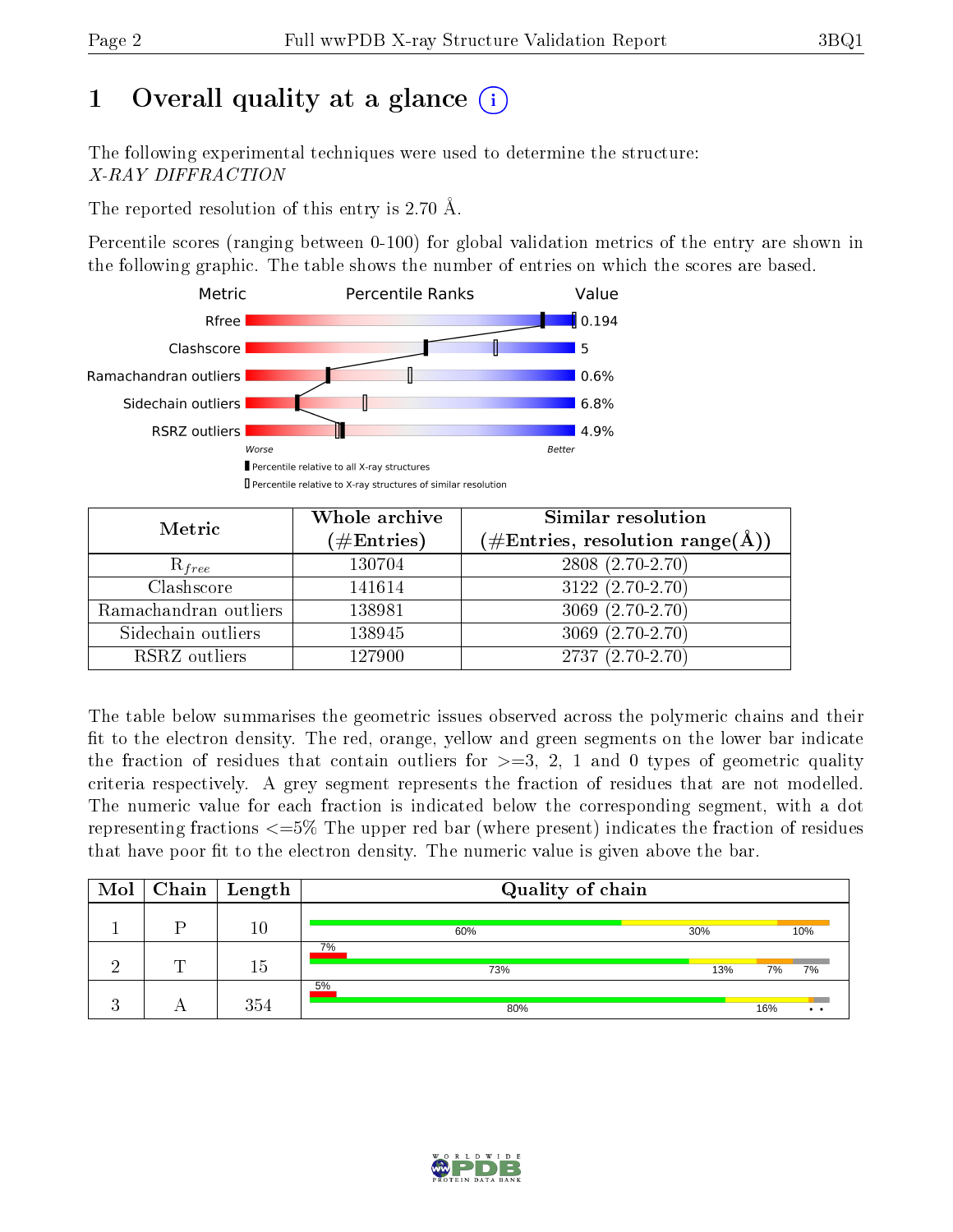# 1 Overall quality at a glance

The following experimental techniques were used to determine the structure:
*X-RAY DIFFRACTION*

The reported resolution of this entry is 2.70 Å.

Percentile scores (ranging between 0-100) for global validation metrics of the entry are shown in the following graphic. The table shows the number of entries on which the scores are based.

| Metric | Value |
|---|---|
| Rfree | 0.194 |
| Clashscore | 5 |
| Ramachandran outliers | 0.6% |
| Sidechain outliers | 6.8% |
| RSRZ outliers | 4.9% |

| Metric | Whole archive (#Entries) | Similar resolution (#Entries, resolution range(Å)) |
|---|---|---|
| $R_{free}$ | 130704 | 2808 (2.70-2.70) |
| Clashscore | 141614 | 3122 (2.70-2.70) |
| Ramachandran outliers | 138981 | 3069 (2.70-2.70) |
| Sidechain outliers | 138945 | 3069 (2.70-2.70) |
| RSRZ outliers | 127900 | 2737 (2.70-2.70) |

The table below summarises the geometric issues observed across the polymeric chains and their fit to the electron density. The red, orange, yellow and green segments on the lower bar indicate the fraction of residues that contain outliers for >=3, 2, 1 and 0 types of geometric quality criteria respectively. A grey segment represents the fraction of residues that are not modelled. The numeric value for each fraction is indicated below the corresponding segment, with a dot representing fractions <=5% The upper red bar (where present) indicates the fraction of residues that have poor fit to the electron density. The numeric value is given above the bar.

| Mol | Chain | Length | Quality of chain |
|---|---|---|---|
| 1 | P | 10 | 60%, 30%, 10% |
| 2 | T | 15 | 7% (poor fit); 73%, 13%, 7%, 7% |
| 3 | A | 354 | 5% (poor fit); 80%, 16%, •, • |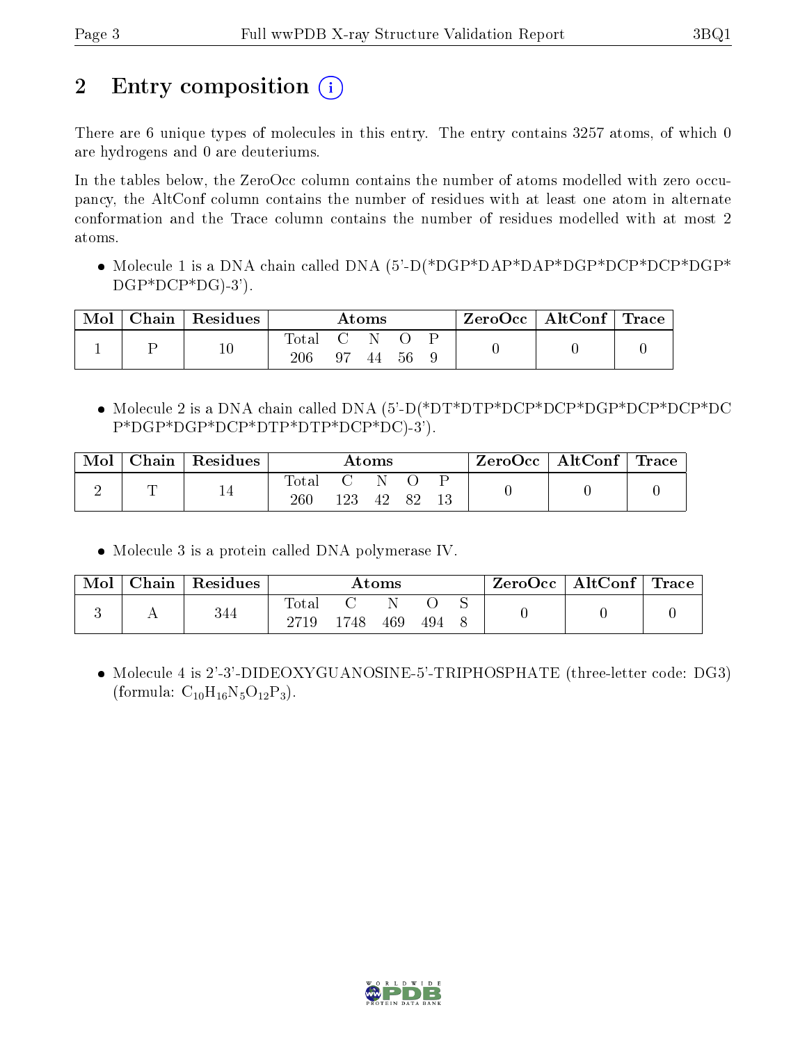## 2 Entry composition

There are 6 unique types of molecules in this entry. The entry contains 3257 atoms, of which 0 are hydrogens and 0 are deuteriums.

In the tables below, the ZeroOcc column contains the number of atoms modelled with zero occupancy, the AltConf column contains the number of residues with at least one atom in alternate conformation and the Trace column contains the number of residues modelled with at most 2 atoms.

- Molecule 1 is a DNA chain called DNA (5'-D(*DGP*DAP*DAP*DGP*DCP*DCP*DGP*DGP*DCP*DG)-3').

| Mol | Chain | Residues | Atoms | | | | | ZeroOcc | AltConf | Trace |
|---|---|---|---|---|---|---|---|---|---|---|
| 1 | P | 10 | Total | C | N | O | P | 0 | 0 | 0 |
| | | | 206 | 97 | 44 | 56 | 9 | | | |

- Molecule 2 is a DNA chain called DNA (5'-D(*DT*DTP*DCP*DCP*DGP*DCP*DCP*DCP*DGP*DGP*DCP*DTP*DTP*DCP*DC)-3').

| Mol | Chain | Residues | Atoms | | | | | ZeroOcc | AltConf | Trace |
|---|---|---|---|---|---|---|---|---|---|---|
| 2 | T | 14 | Total | C | N | O | P | 0 | 0 | 0 |
| | | | 260 | 123 | 42 | 82 | 13 | | | |

- Molecule 3 is a protein called DNA polymerase IV.

| Mol | Chain | Residues | Atoms | | | | | ZeroOcc | AltConf | Trace |
|---|---|---|---|---|---|---|---|---|---|---|
| 3 | A | 344 | Total | C | N | O | S | 0 | 0 | 0 |
| | | | 2719 | 1748 | 469 | 494 | 8 | | | |

- Molecule 4 is 2'-3'-DIDEOXYGUANOSINE-5'-TRIPHOSPHATE (three-letter code: DG3) (formula: $C_{10}H_{16}N_5O_{12}P_3$).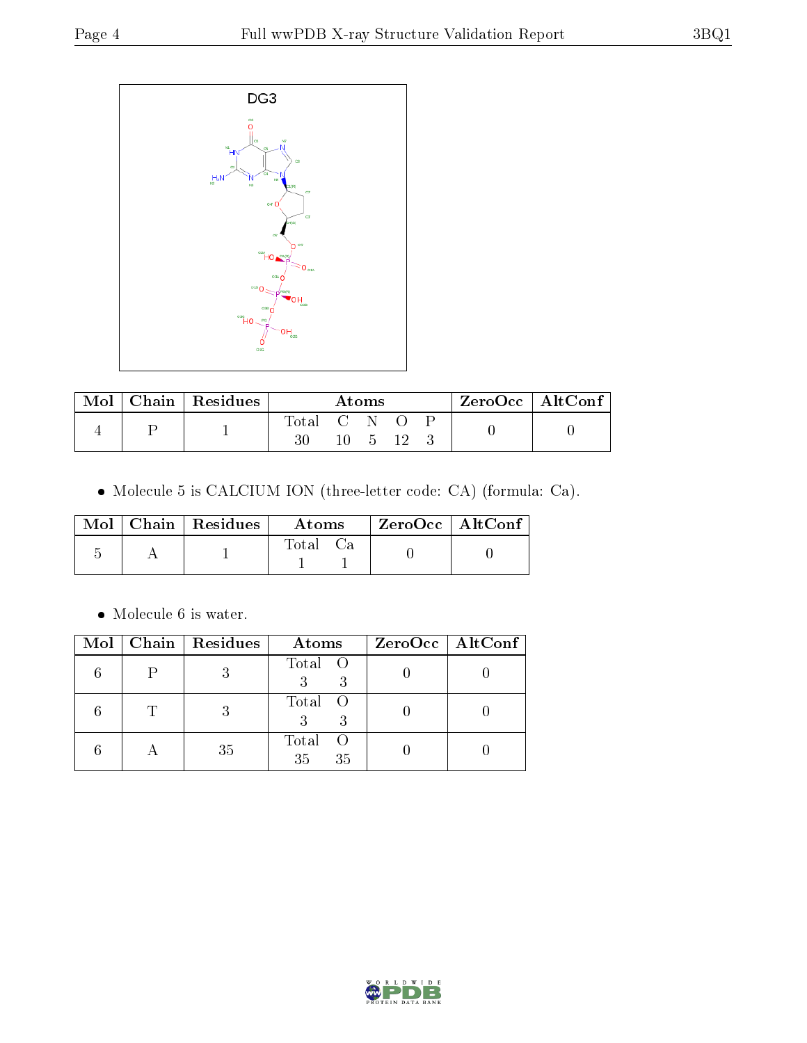DG3

| Mol | Chain | Residues | Atoms | | | | | ZeroOcc | AltConf |
|---|---|---|---|---|---|---|---|---|---|
| | | | Total | C | N | O | P | | |
| 4 | P | 1 | 30 | 10 | 5 | 12 | 3 | 0 | 0 |

- Molecule 5 is CALCIUM ION (three-letter code: CA) (formula: Ca).

| Mol | Chain | Residues | Atoms | | ZeroOcc | AltConf |
|---|---|---|---|---|---|---|
| | | | Total | Ca | | |
| 5 | A | 1 | 1 | 1 | 0 | 0 |

- Molecule 6 is water.

| Mol | Chain | Residues | Atoms | | ZeroOcc | AltConf |
|---|---|---|---|---|---|---|
| | | | Total | O | | |
| 6 | P | 3 | 3 | 3 | 0 | 0 |
| 6 | T | 3 | 3 | 3 | 0 | 0 |
| 6 | A | 35 | 35 | 35 | 0 | 0 |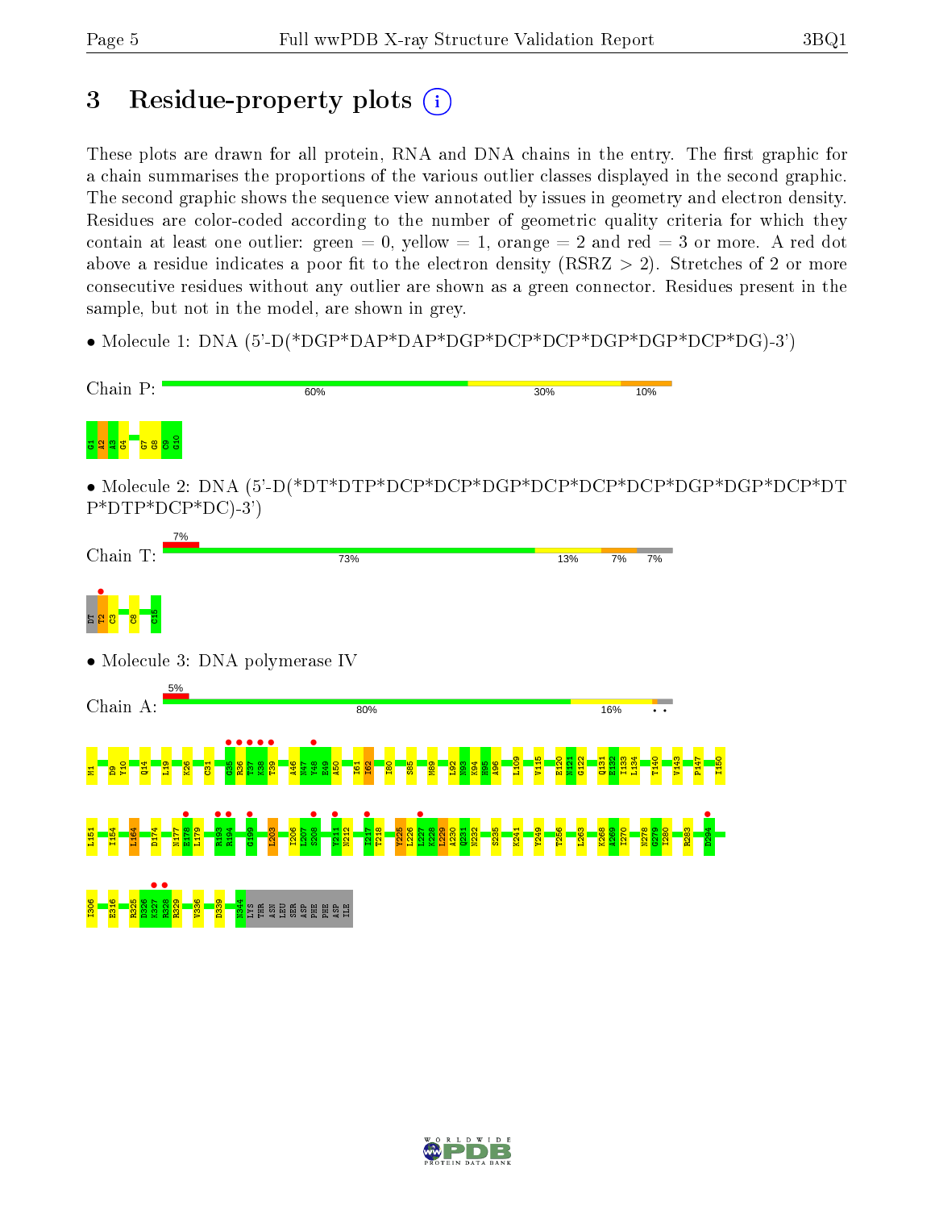# 3 Residue-property plots

These plots are drawn for all protein, RNA and DNA chains in the entry. The first graphic for a chain summarises the proportions of the various outlier classes displayed in the second graphic. The second graphic shows the sequence view annotated by issues in geometry and electron density. Residues are color-coded according to the number of geometric quality criteria for which they contain at least one outlier: green = 0, yellow = 1, orange = 2 and red = 3 or more. A red dot above a residue indicates a poor fit to the electron density (RSRZ > 2). Stretches of 2 or more consecutive residues without any outlier are shown as a green connector. Residues present in the sample, but not in the model, are shown in grey.

- Molecule 1: DNA (5'-D(*DGP*DAP*DAP*DGP*DCP*DCP*DGP*DGP*DCP*DG)-3')

Chain P: 60% | 30% | 10%

G1 A2 A3 G4 G7 G8 C9 G10

- Molecule 2: DNA (5'-D(*DT*DTP*DCP*DCP*DGP*DCP*DCP*DCP*DGP*DGP*DCP*DT P*DTP*DCP*DC)-3')

Chain T: 7% | 73% | 13% | 7% | 7%

DT T2 C3 C8 C15

- Molecule 3: DNA polymerase IV

Chain A: 5% | 80% | 16%

M1 D9 Y10 Q14 L19 K26 C31 G35 R36 T37 K38 T39 A46 N47 Y48 E49 A50 I61 I62 I80 S85 M89 L92 N93 K94 H95 A96 L109 V115 E120 N121 G122 Q131 E132 I133 L134 T140 V143 P147 I150

L151 I154 L164 D174 N177 E178 L179 R193 R194 G199 L203 I206 L207 S208 Y211 N212 I217 T218 Y225 L226 L227 K228 L229 A230 Q231 N232 S235 K241 Y249 T256 L263 K268 A269 I270 N278 G279 I280 R283 D294

I306 E316 R325 D326 K327 R328 R329 V336 D339 N344 LYS THR ASN LEU SER ASP PHE PHE ASP ILE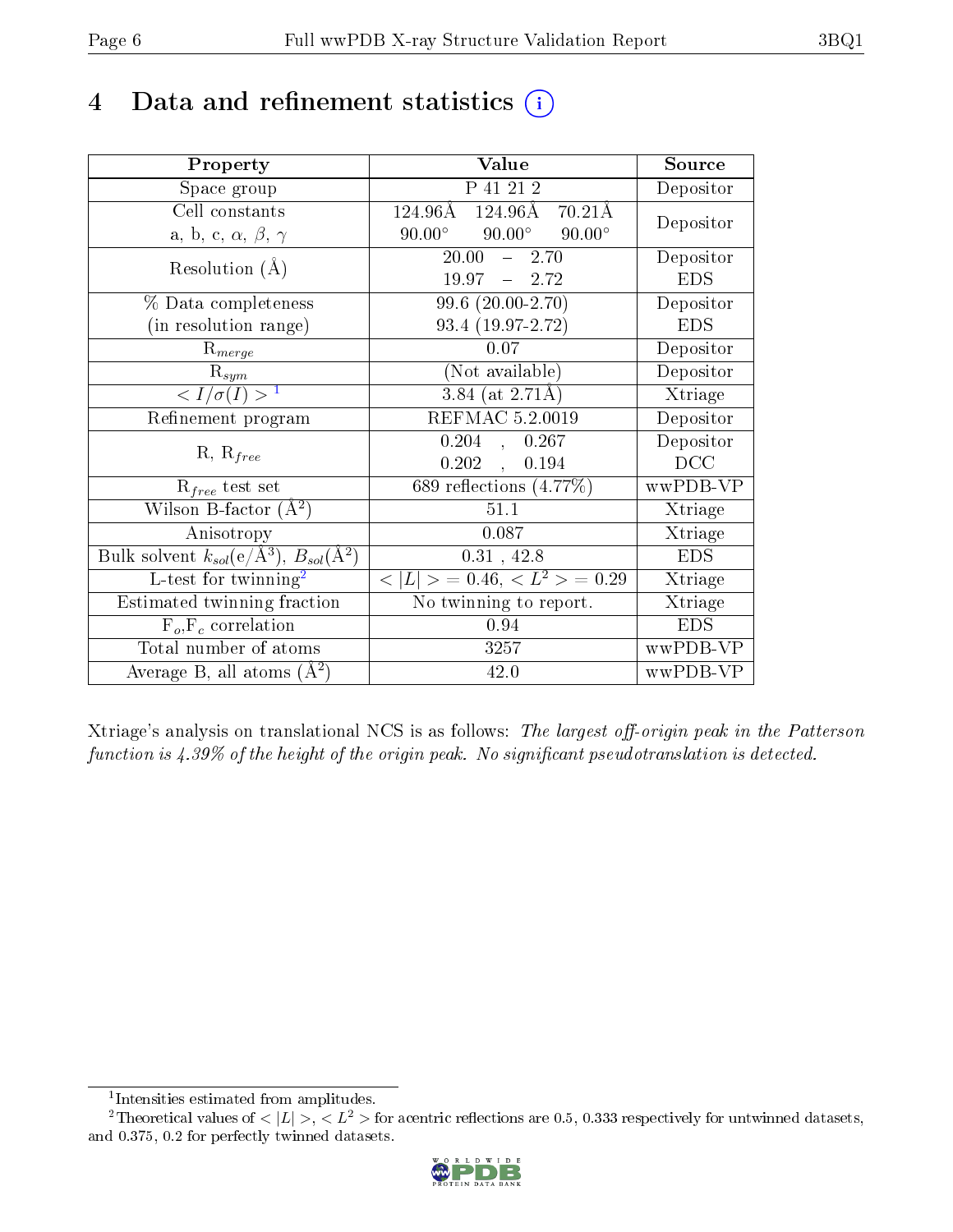# 4 Data and refinement statistics (i)

| Property | Value | Source |
|---|---|---|
| Space group | P 41 21 2 | Depositor |
| Cell constants<br>a, b, c, $\alpha$, $\beta$, $\gamma$ | 124.96Å 124.96Å 70.21Å<br>90.00° 90.00° 90.00° | Depositor |
| Resolution (Å) | 20.00 – 2.70<br>19.97 – 2.72 | Depositor<br>EDS |
| % Data completeness<br>(in resolution range) | 99.6 (20.00-2.70)<br>93.4 (19.97-2.72) | Depositor<br>EDS |
| $R_{merge}$ | 0.07 | Depositor |
| $R_{sym}$ | (Not available) | Depositor |
| $< I/\sigma(I) >$ [1] | 3.84 (at 2.71Å) | Xtriage |
| Refinement program | REFMAC 5.2.0019 | Depositor |
| R, $R_{free}$ | 0.204 , 0.267<br>0.202 , 0.194 | Depositor<br>DCC |
| $R_{free}$ test set | 689 reflections (4.77%) | wwPDB-VP |
| Wilson B-factor (Å$^2$) | 51.1 | Xtriage |
| Anisotropy | 0.087 | Xtriage |
| Bulk solvent $k_{sol}$(e/Å$^3$), $B_{sol}$(Å$^2$) | 0.31 , 42.8 | EDS |
| L-test for twinning[2] | $< \|L\| >$ = 0.46, $< L^2 >$ = 0.29 | Xtriage |
| Estimated twinning fraction | No twinning to report. | Xtriage |
| $F_o$,$F_c$ correlation | 0.94 | EDS |
| Total number of atoms | 3257 | wwPDB-VP |
| Average B, all atoms (Å$^2$) | 42.0 | wwPDB-VP |

Xtriage's analysis on translational NCS is as follows: *The largest off-origin peak in the Patterson function is 4.39% of the height of the origin peak. No significant pseudotranslation is detected.*

[1] Intensities estimated from amplitudes.

[2] Theoretical values of $< |L| >$, $< L^2 >$ for acentric reflections are 0.5, 0.333 respectively for untwinned datasets, and 0.375, 0.2 for perfectly twinned datasets.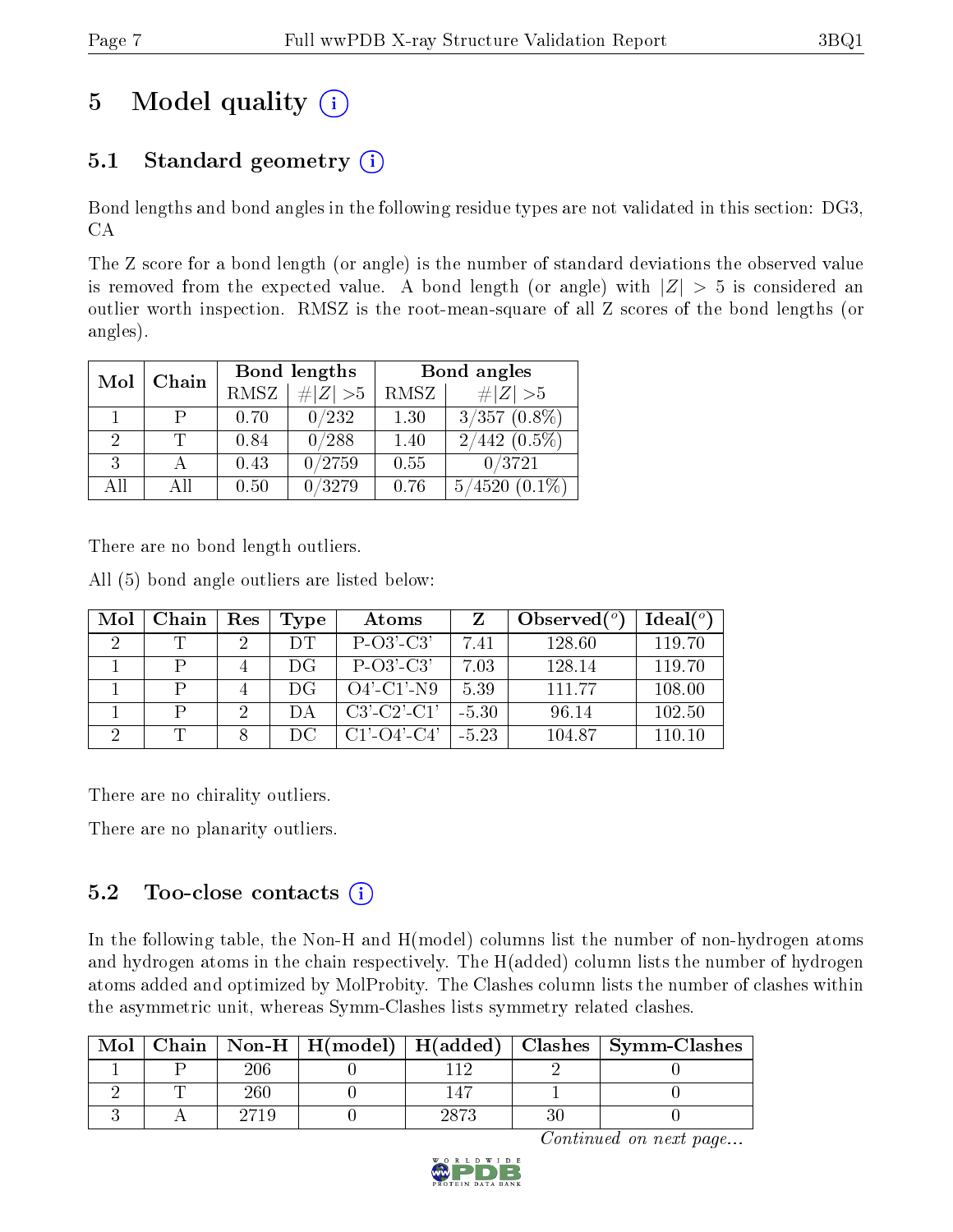# 5 Model quality

## 5.1 Standard geometry

Bond lengths and bond angles in the following residue types are not validated in this section: DG3, CA

The Z score for a bond length (or angle) is the number of standard deviations the observed value is removed from the expected value. A bond length (or angle) with $|Z| > 5$ is considered an outlier worth inspection. RMSZ is the root-mean-square of all Z scores of the bond lengths (or angles).

| Mol | Chain | Bond lengths | | Bond angles | |
|---|---|---|---|---|---|
| | | RMSZ | #\|Z\| >5 | RMSZ | #\|Z\| >5 |
| 1 | P | 0.70 | 0/232 | 1.30 | 3/357 (0.8%) |
| 2 | T | 0.84 | 0/288 | 1.40 | 2/442 (0.5%) |
| 3 | A | 0.43 | 0/2759 | 0.55 | 0/3721 |
| All | All | 0.50 | 0/3279 | 0.76 | 5/4520 (0.1%) |

There are no bond length outliers.

All (5) bond angle outliers are listed below:

| Mol | Chain | Res | Type | Atoms | Z | Observed(°) | Ideal(°) |
|---|---|---|---|---|---|---|---|
| 2 | T | 2 | DT | P-O3'-C3' | 7.41 | 128.60 | 119.70 |
| 1 | P | 4 | DG | P-O3'-C3' | 7.03 | 128.14 | 119.70 |
| 1 | P | 4 | DG | O4'-C1'-N9 | 5.39 | 111.77 | 108.00 |
| 1 | P | 2 | DA | C3'-C2'-C1' | -5.30 | 96.14 | 102.50 |
| 2 | T | 8 | DC | C1'-O4'-C4' | -5.23 | 104.87 | 110.10 |

There are no chirality outliers.

There are no planarity outliers.

## 5.2 Too-close contacts

In the following table, the Non-H and H(model) columns list the number of non-hydrogen atoms and hydrogen atoms in the chain respectively. The H(added) column lists the number of hydrogen atoms added and optimized by MolProbity. The Clashes column lists the number of clashes within the asymmetric unit, whereas Symm-Clashes lists symmetry related clashes.

| Mol | Chain | Non-H | H(model) | H(added) | Clashes | Symm-Clashes |
|---|---|---|---|---|---|---|
| 1 | P | 206 | 0 | 112 | 2 | 0 |
| 2 | T | 260 | 0 | 147 | 1 | 0 |
| 3 | A | 2719 | 0 | 2873 | 30 | 0 |

*Continued on next page...*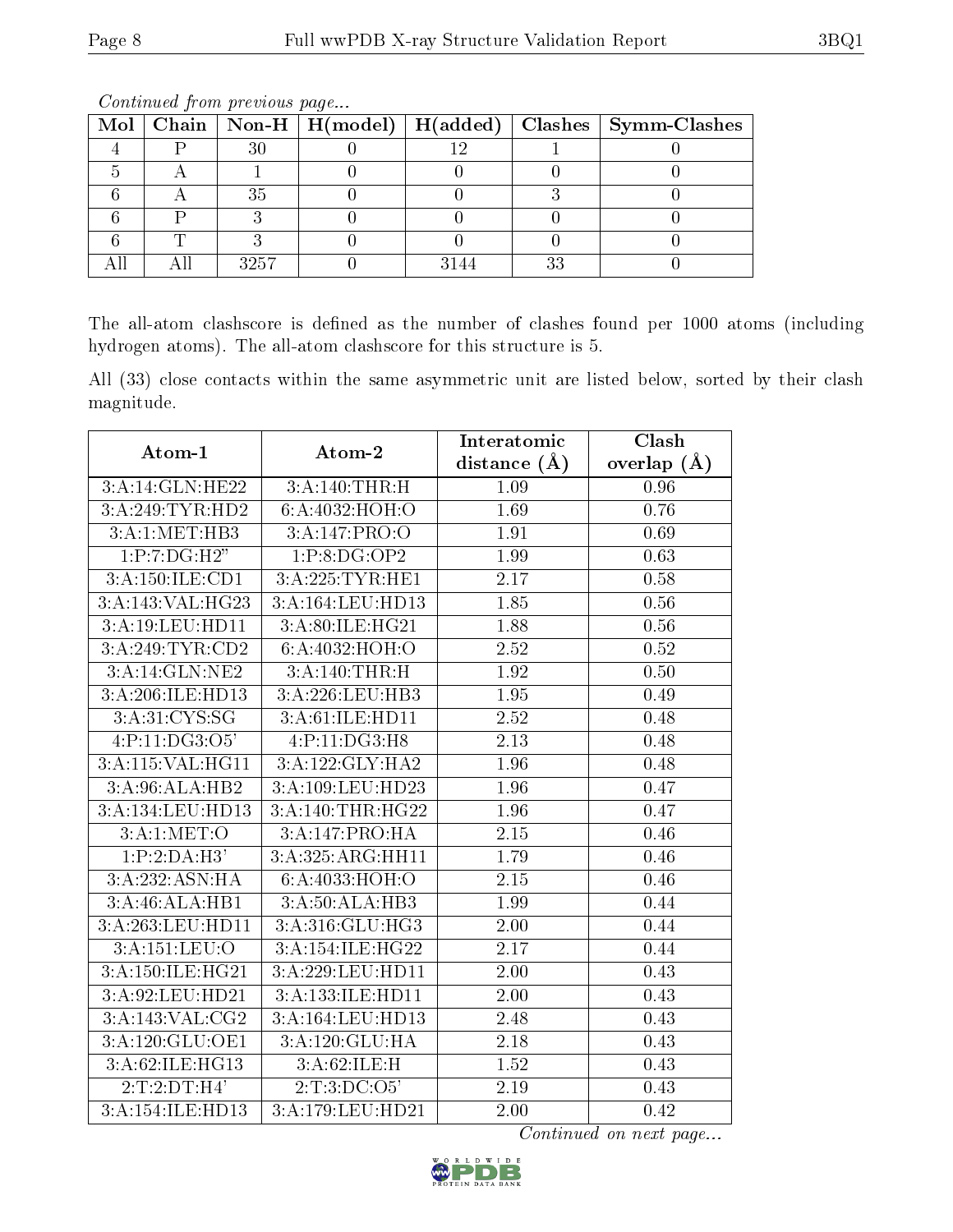*Continued from previous page...*

| Mol | Chain | Non-H | H(model) | H(added) | Clashes | Symm-Clashes |
|---|---|---|---|---|---|---|
| 4 | P | 30 | 0 | 12 | 1 | 0 |
| 5 | A | 1 | 0 | 0 | 0 | 0 |
| 6 | A | 35 | 0 | 0 | 3 | 0 |
| 6 | P | 3 | 0 | 0 | 0 | 0 |
| 6 | T | 3 | 0 | 0 | 0 | 0 |
| All | All | 3257 | 0 | 3144 | 33 | 0 |

The all-atom clashscore is defined as the number of clashes found per 1000 atoms (including hydrogen atoms). The all-atom clashscore for this structure is 5.

All (33) close contacts within the same asymmetric unit are listed below, sorted by their clash magnitude.

| Atom-1 | Atom-2 | Interatomic distance (Å) | Clash overlap (Å) |
|---|---|---|---|
| 3:A:14:GLN:HE22 | 3:A:140:THR:H | 1.09 | 0.96 |
| 3:A:249:TYR:HD2 | 6:A:4032:HOH:O | 1.69 | 0.76 |
| 3:A:1:MET:HB3 | 3:A:147:PRO:O | 1.91 | 0.69 |
| 1:P:7:DG:H2" | 1:P:8:DG:OP2 | 1.99 | 0.63 |
| 3:A:150:ILE:CD1 | 3:A:225:TYR:HE1 | 2.17 | 0.58 |
| 3:A:143:VAL:HG23 | 3:A:164:LEU:HD13 | 1.85 | 0.56 |
| 3:A:19:LEU:HD11 | 3:A:80:ILE:HG21 | 1.88 | 0.56 |
| 3:A:249:TYR:CD2 | 6:A:4032:HOH:O | 2.52 | 0.52 |
| 3:A:14:GLN:NE2 | 3:A:140:THR:H | 1.92 | 0.50 |
| 3:A:206:ILE:HD13 | 3:A:226:LEU:HB3 | 1.95 | 0.49 |
| 3:A:31:CYS:SG | 3:A:61:ILE:HD11 | 2.52 | 0.48 |
| 4:P:11:DG3:O5' | 4:P:11:DG3:H8 | 2.13 | 0.48 |
| 3:A:115:VAL:HG11 | 3:A:122:GLY:HA2 | 1.96 | 0.48 |
| 3:A:96:ALA:HB2 | 3:A:109:LEU:HD23 | 1.96 | 0.47 |
| 3:A:134:LEU:HD13 | 3:A:140:THR:HG22 | 1.96 | 0.47 |
| 3:A:1:MET:O | 3:A:147:PRO:HA | 2.15 | 0.46 |
| 1:P:2:DA:H3' | 3:A:325:ARG:HH11 | 1.79 | 0.46 |
| 3:A:232:ASN:HA | 6:A:4033:HOH:O | 2.15 | 0.46 |
| 3:A:46:ALA:HB1 | 3:A:50:ALA:HB3 | 1.99 | 0.44 |
| 3:A:263:LEU:HD11 | 3:A:316:GLU:HG3 | 2.00 | 0.44 |
| 3:A:151:LEU:O | 3:A:154:ILE:HG22 | 2.17 | 0.44 |
| 3:A:150:ILE:HG21 | 3:A:229:LEU:HD11 | 2.00 | 0.43 |
| 3:A:92:LEU:HD21 | 3:A:133:ILE:HD11 | 2.00 | 0.43 |
| 3:A:143:VAL:CG2 | 3:A:164:LEU:HD13 | 2.48 | 0.43 |
| 3:A:120:GLU:OE1 | 3:A:120:GLU:HA | 2.18 | 0.43 |
| 3:A:62:ILE:HG13 | 3:A:62:ILE:H | 1.52 | 0.43 |
| 2:T:2:DT:H4' | 2:T:3:DC:O5' | 2.19 | 0.43 |
| 3:A:154:ILE:HD13 | 3:A:179:LEU:HD21 | 2.00 | 0.42 |

*Continued on next page...*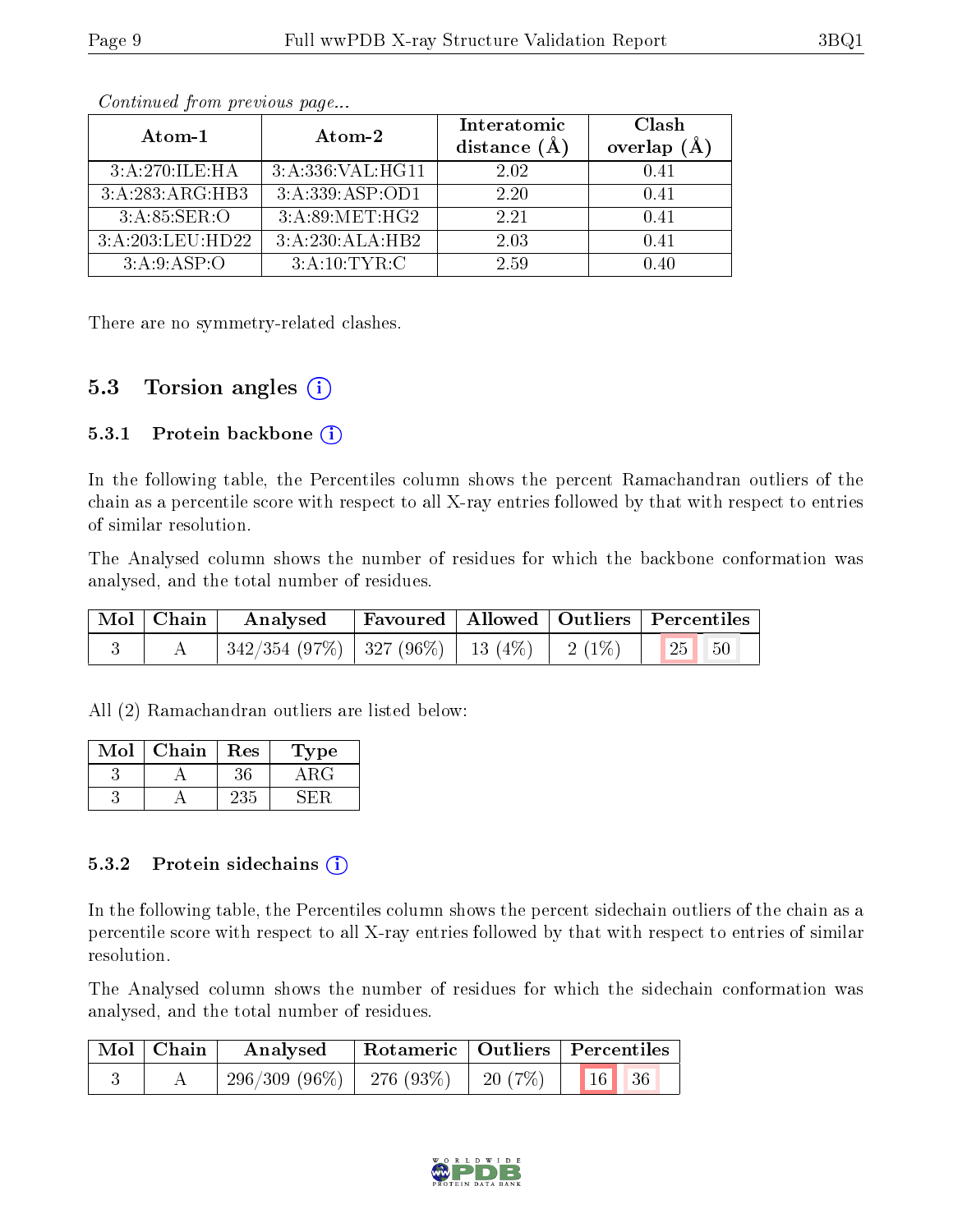*Continued from previous page...*

| Atom-1 | Atom-2 | Interatomic distance (Å) | Clash overlap (Å) |
|---|---|---|---|
| 3:A:270:ILE:HA | 3:A:336:VAL:HG11 | 2.02 | 0.41 |
| 3:A:283:ARG:HB3 | 3:A:339:ASP:OD1 | 2.20 | 0.41 |
| 3:A:85:SER:O | 3:A:89:MET:HG2 | 2.21 | 0.41 |
| 3:A:203:LEU:HD22 | 3:A:230:ALA:HB2 | 2.03 | 0.41 |
| 3:A:9:ASP:O | 3:A:10:TYR:C | 2.59 | 0.40 |

There are no symmetry-related clashes.

## 5.3 Torsion angles

### 5.3.1 Protein backbone

In the following table, the Percentiles column shows the percent Ramachandran outliers of the chain as a percentile score with respect to all X-ray entries followed by that with respect to entries of similar resolution.

The Analysed column shows the number of residues for which the backbone conformation was analysed, and the total number of residues.

| Mol | Chain | Analysed | Favoured | Allowed | Outliers | Percentiles | |
|---|---|---|---|---|---|---|---|
| 3 | A | 342/354 (97%) | 327 (96%) | 13 (4%) | 2 (1%) | 25 | 50 |

All (2) Ramachandran outliers are listed below:

| Mol | Chain | Res | Type |
|---|---|---|---|
| 3 | A | 36 | ARG |
| 3 | A | 235 | SER |

### 5.3.2 Protein sidechains

In the following table, the Percentiles column shows the percent sidechain outliers of the chain as a percentile score with respect to all X-ray entries followed by that with respect to entries of similar resolution.

The Analysed column shows the number of residues for which the sidechain conformation was analysed, and the total number of residues.

| Mol | Chain | Analysed | Rotameric | Outliers | Percentiles | |
|---|---|---|---|---|---|---|
| 3 | A | 296/309 (96%) | 276 (93%) | 20 (7%) | 16 | 36 |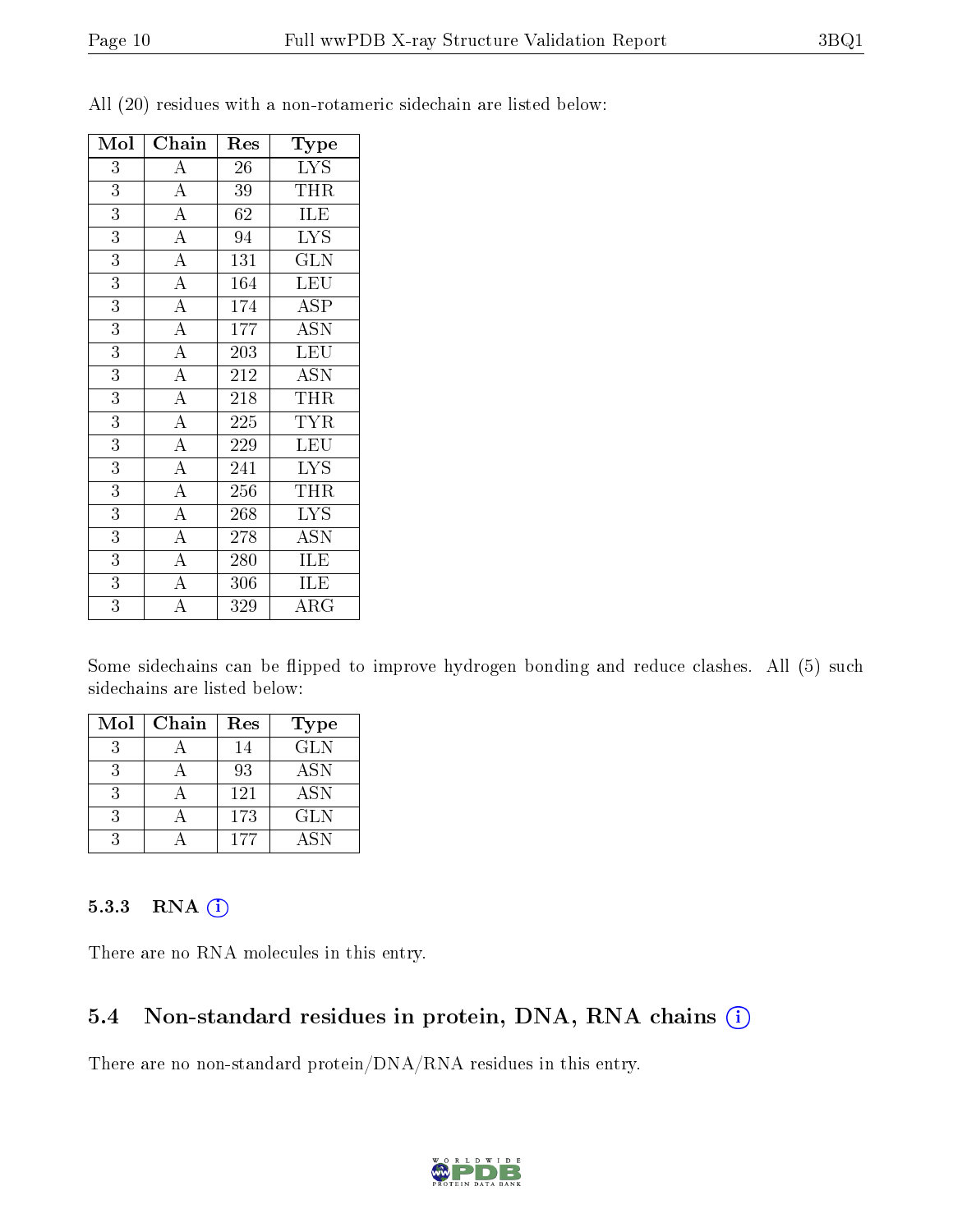All (20) residues with a non-rotameric sidechain are listed below:

| Mol | Chain | Res | Type |
|---|---|---|---|
| 3 | A | 26 | LYS |
| 3 | A | 39 | THR |
| 3 | A | 62 | ILE |
| 3 | A | 94 | LYS |
| 3 | A | 131 | GLN |
| 3 | A | 164 | LEU |
| 3 | A | 174 | ASP |
| 3 | A | 177 | ASN |
| 3 | A | 203 | LEU |
| 3 | A | 212 | ASN |
| 3 | A | 218 | THR |
| 3 | A | 225 | TYR |
| 3 | A | 229 | LEU |
| 3 | A | 241 | LYS |
| 3 | A | 256 | THR |
| 3 | A | 268 | LYS |
| 3 | A | 278 | ASN |
| 3 | A | 280 | ILE |
| 3 | A | 306 | ILE |
| 3 | A | 329 | ARG |

Some sidechains can be flipped to improve hydrogen bonding and reduce clashes. All (5) such sidechains are listed below:

| Mol | Chain | Res | Type |
|---|---|---|---|
| 3 | A | 14 | GLN |
| 3 | A | 93 | ASN |
| 3 | A | 121 | ASN |
| 3 | A | 173 | GLN |
| 3 | A | 177 | ASN |

#### 5.3.3 RNA

There are no RNA molecules in this entry.

### 5.4 Non-standard residues in protein, DNA, RNA chains

There are no non-standard protein/DNA/RNA residues in this entry.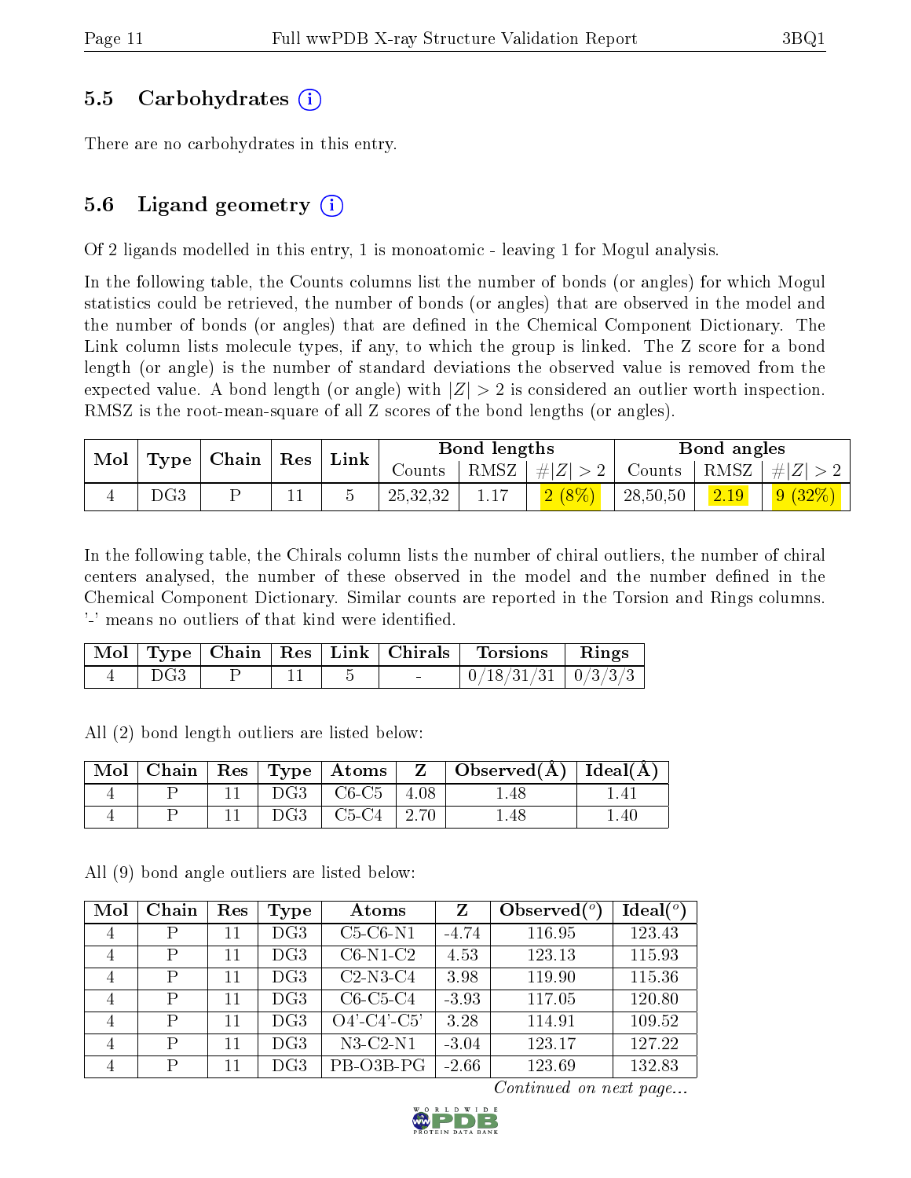### 5.5 Carbohydrates

There are no carbohydrates in this entry.

### 5.6 Ligand geometry

Of 2 ligands modelled in this entry, 1 is monoatomic - leaving 1 for Mogul analysis.

In the following table, the Counts columns list the number of bonds (or angles) for which Mogul statistics could be retrieved, the number of bonds (or angles) that are observed in the model and the number of bonds (or angles) that are defined in the Chemical Component Dictionary. The Link column lists molecule types, if any, to which the group is linked. The Z score for a bond length (or angle) is the number of standard deviations the observed value is removed from the expected value. A bond length (or angle) with $|Z| > 2$ is considered an outlier worth inspection. RMSZ is the root-mean-square of all Z scores of the bond lengths (or angles).

| Mol | Type | Chain | Res | Link | Bond lengths | | | Bond angles | | |
|---|---|---|---|---|---|---|---|---|---|---|
| | | | | | Counts | RMSZ | #$\|Z\| > 2$ | Counts | RMSZ | #$\|Z\| > 2$ |
| 4 | DG3 | P | 11 | 5 | 25,32,32 | 1.17 | 2 (8%) | 28,50,50 | 2.19 | 9 (32%) |

In the following table, the Chirals column lists the number of chiral outliers, the number of chiral centers analysed, the number of these observed in the model and the number defined in the Chemical Component Dictionary. Similar counts are reported in the Torsion and Rings columns. '-' means no outliers of that kind were identified.

| Mol | Type | Chain | Res | Link | Chirals | Torsions | Rings |
|---|---|---|---|---|---|---|---|
| 4 | DG3 | P | 11 | 5 | - | 0/18/31/31 | 0/3/3/3 |

All (2) bond length outliers are listed below:

| Mol | Chain | Res | Type | Atoms | Z | Observed(Å) | Ideal(Å) |
|---|---|---|---|---|---|---|---|
| 4 | P | 11 | DG3 | C6-C5 | 4.08 | 1.48 | 1.41 |
| 4 | P | 11 | DG3 | C5-C4 | 2.70 | 1.48 | 1.40 |

All (9) bond angle outliers are listed below:

| Mol | Chain | Res | Type | Atoms | Z | Observed($^o$) | Ideal($^o$) |
|---|---|---|---|---|---|---|---|
| 4 | P | 11 | DG3 | C5-C6-N1 | -4.74 | 116.95 | 123.43 |
| 4 | P | 11 | DG3 | C6-N1-C2 | 4.53 | 123.13 | 115.93 |
| 4 | P | 11 | DG3 | C2-N3-C4 | 3.98 | 119.90 | 115.36 |
| 4 | P | 11 | DG3 | C6-C5-C4 | -3.93 | 117.05 | 120.80 |
| 4 | P | 11 | DG3 | O4'-C4'-C5' | 3.28 | 114.91 | 109.52 |
| 4 | P | 11 | DG3 | N3-C2-N1 | -3.04 | 123.17 | 127.22 |
| 4 | P | 11 | DG3 | PB-O3B-PG | -2.66 | 123.69 | 132.83 |

*Continued on next page...*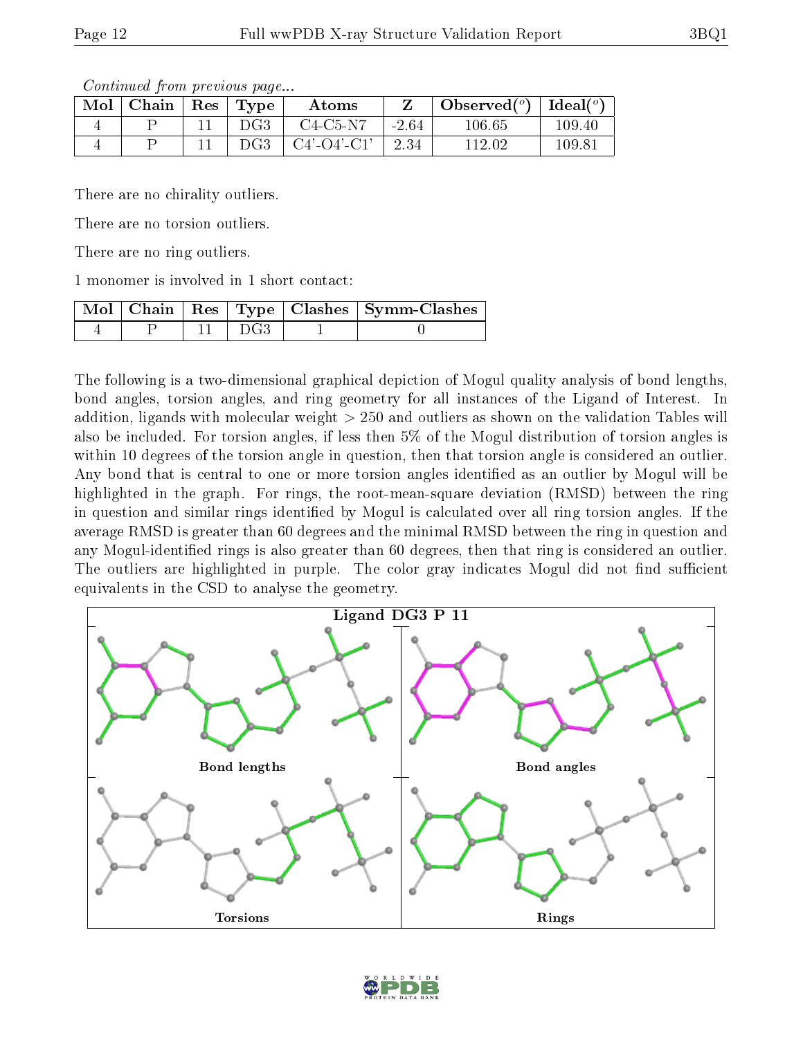*Continued from previous page...*

| Mol | Chain | Res | Type | Atoms | Z | Observed(°) | Ideal(°) |
|---|---|---|---|---|---|---|---|
| 4 | P | 11 | DG3 | C4-C5-N7 | -2.64 | 106.65 | 109.40 |
| 4 | P | 11 | DG3 | C4'-O4'-C1' | 2.34 | 112.02 | 109.81 |

There are no chirality outliers.

There are no torsion outliers.

There are no ring outliers.

1 monomer is involved in 1 short contact:

| Mol | Chain | Res | Type | Clashes | Symm-Clashes |
|---|---|---|---|---|---|
| 4 | P | 11 | DG3 | 1 | 0 |

The following is a two-dimensional graphical depiction of Mogul quality analysis of bond lengths, bond angles, torsion angles, and ring geometry for all instances of the Ligand of Interest. In addition, ligands with molecular weight > 250 and outliers as shown on the validation Tables will also be included. For torsion angles, if less then 5% of the Mogul distribution of torsion angles is within 10 degrees of the torsion angle in question, then that torsion angle is considered an outlier. Any bond that is central to one or more torsion angles identified as an outlier by Mogul will be highlighted in the graph. For rings, the root-mean-square deviation (RMSD) between the ring in question and similar rings identified by Mogul is calculated over all ring torsion angles. If the average RMSD is greater than 60 degrees and the minimal RMSD between the ring in question and any Mogul-identified rings is also greater than 60 degrees, then that ring is considered an outlier. The outliers are highlighted in purple. The color gray indicates Mogul did not find sufficient equivalents in the CSD to analyse the geometry.

Ligand DG3 P 11

Bond lengths

Bond angles

Torsions

Rings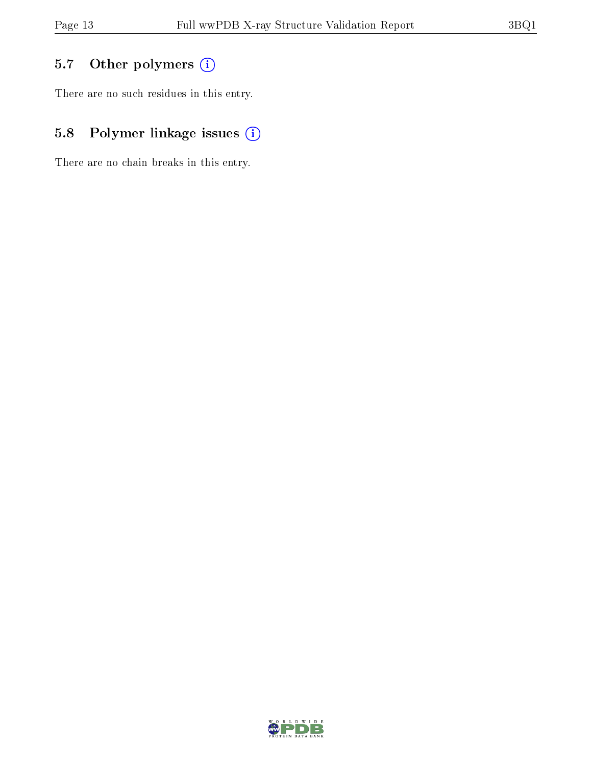### 5.7 Other polymers

There are no such residues in this entry.

### 5.8 Polymer linkage issues

There are no chain breaks in this entry.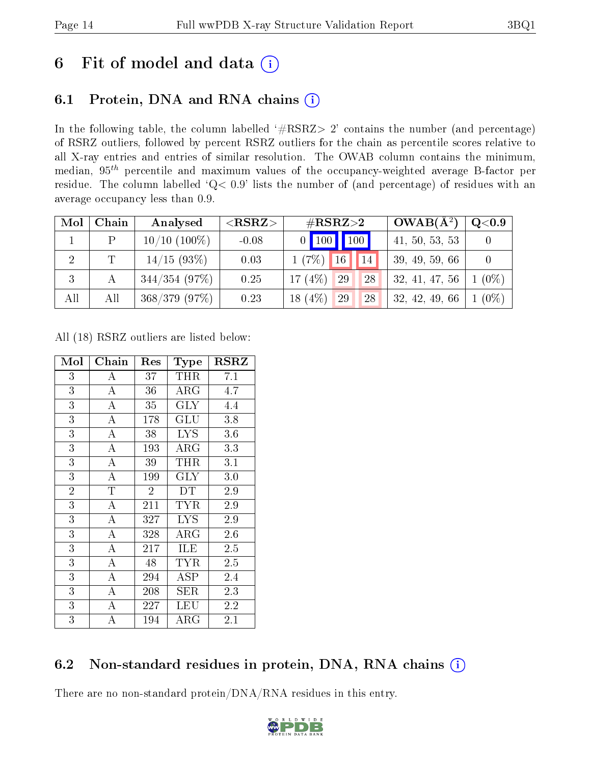# 6 Fit of model and data (i)

## 6.1 Protein, DNA and RNA chains (i)

In the following table, the column labelled '#RSRZ> 2' contains the number (and percentage) of RSRZ outliers, followed by percent RSRZ outliers for the chain as percentile scores relative to all X-ray entries and entries of similar resolution. The OWAB column contains the minimum, median, $95^{th}$ percentile and maximum values of the occupancy-weighted average B-factor per residue. The column labelled 'Q< 0.9' lists the number of (and percentage) of residues with an average occupancy less than 0.9.

| Mol | Chain | Analysed | <RSRZ> | #RSRZ>2 | | | OWAB(Å$^2$) | Q<0.9 |
|---|---|---|---|---|---|---|---|---|
| 1 | P | 10/10 (100%) | -0.08 | 0 | 100 | 100 | 41, 50, 53, 53 | 0 |
| 2 | T | 14/15 (93%) | 0.03 | 1 (7%) | 16 | 14 | 39, 49, 59, 66 | 0 |
| 3 | A | 344/354 (97%) | 0.25 | 17 (4%) | 29 | 28 | 32, 41, 47, 56 | 1 (0%) |
| All | All | 368/379 (97%) | 0.23 | 18 (4%) | 29 | 28 | 32, 42, 49, 66 | 1 (0%) |

All (18) RSRZ outliers are listed below:

| Mol | Chain | Res | Type | RSRZ |
|---|---|---|---|---|
| 3 | A | 37 | THR | 7.1 |
| 3 | A | 36 | ARG | 4.7 |
| 3 | A | 35 | GLY | 4.4 |
| 3 | A | 178 | GLU | 3.8 |
| 3 | A | 38 | LYS | 3.6 |
| 3 | A | 193 | ARG | 3.3 |
| 3 | A | 39 | THR | 3.1 |
| 3 | A | 199 | GLY | 3.0 |
| 2 | T | 2 | DT | 2.9 |
| 3 | A | 211 | TYR | 2.9 |
| 3 | A | 327 | LYS | 2.9 |
| 3 | A | 328 | ARG | 2.6 |
| 3 | A | 217 | ILE | 2.5 |
| 3 | A | 48 | TYR | 2.5 |
| 3 | A | 294 | ASP | 2.4 |
| 3 | A | 208 | SER | 2.3 |
| 3 | A | 227 | LEU | 2.2 |
| 3 | A | 194 | ARG | 2.1 |

## 6.2 Non-standard residues in protein, DNA, RNA chains (i)

There are no non-standard protein/DNA/RNA residues in this entry.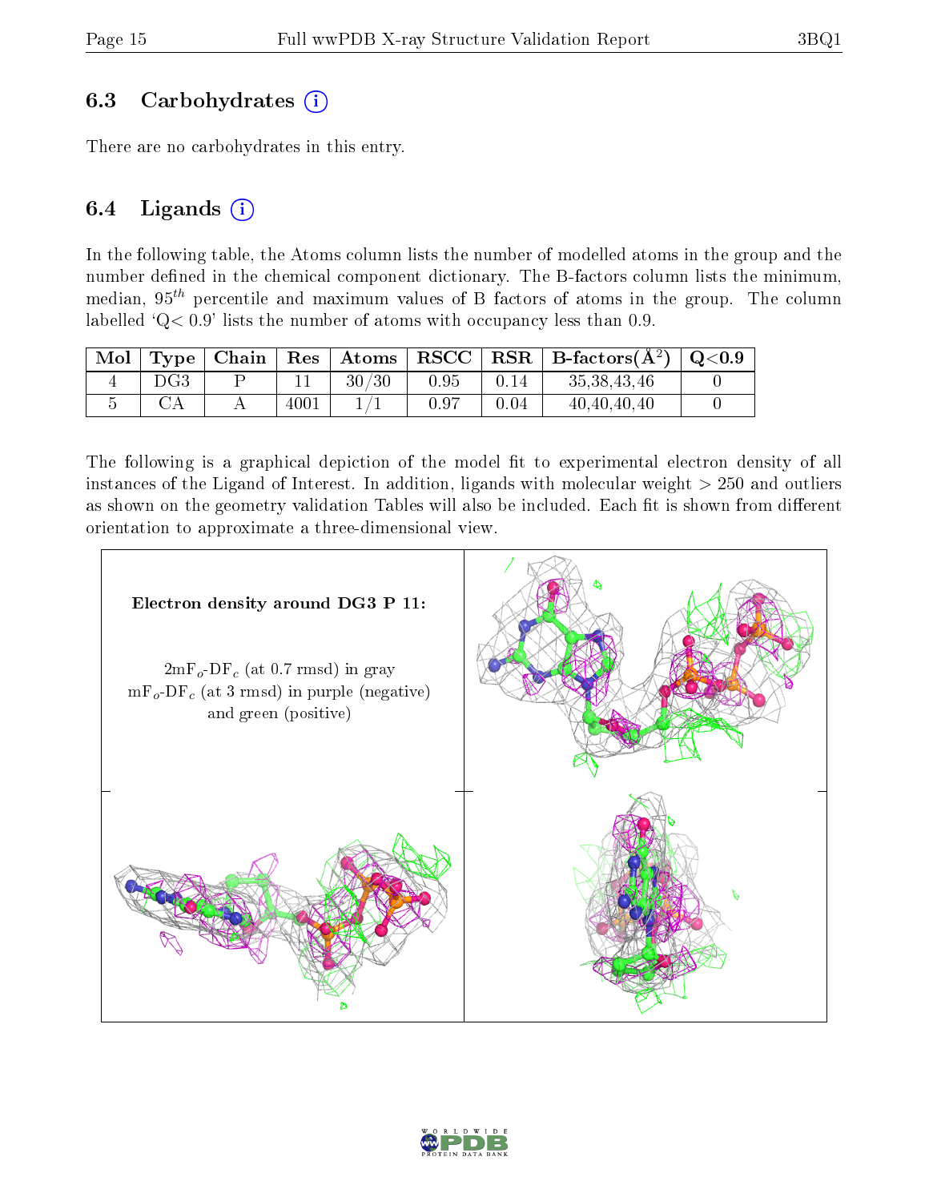## 6.3 Carbohydrates

There are no carbohydrates in this entry.

## 6.4 Ligands

In the following table, the Atoms column lists the number of modelled atoms in the group and the number defined in the chemical component dictionary. The B-factors column lists the minimum, median, $95^{th}$ percentile and maximum values of B factors of atoms in the group. The column labelled 'Q< 0.9' lists the number of atoms with occupancy less than 0.9.

| Mol | Type | Chain | Res | Atoms | RSCC | RSR | B-factors($Å^2$) | Q<0.9 |
|---|---|---|---|---|---|---|---|---|
| 4 | DG3 | P | 11 | 30/30 | 0.95 | 0.14 | 35,38,43,46 | 0 |
| 5 | CA | A | 4001 | 1/1 | 0.97 | 0.04 | 40,40,40,40 | 0 |

The following is a graphical depiction of the model fit to experimental electron density of all instances of the Ligand of Interest. In addition, ligands with molecular weight > 250 and outliers as shown on the geometry validation Tables will also be included. Each fit is shown from different orientation to approximate a three-dimensional view.

**Electron density around DG3 P 11:**

$2mF_o$-$DF_c$ (at 0.7 rmsd) in gray
$mF_o$-$DF_c$ (at 3 rmsd) in purple (negative) and green (positive)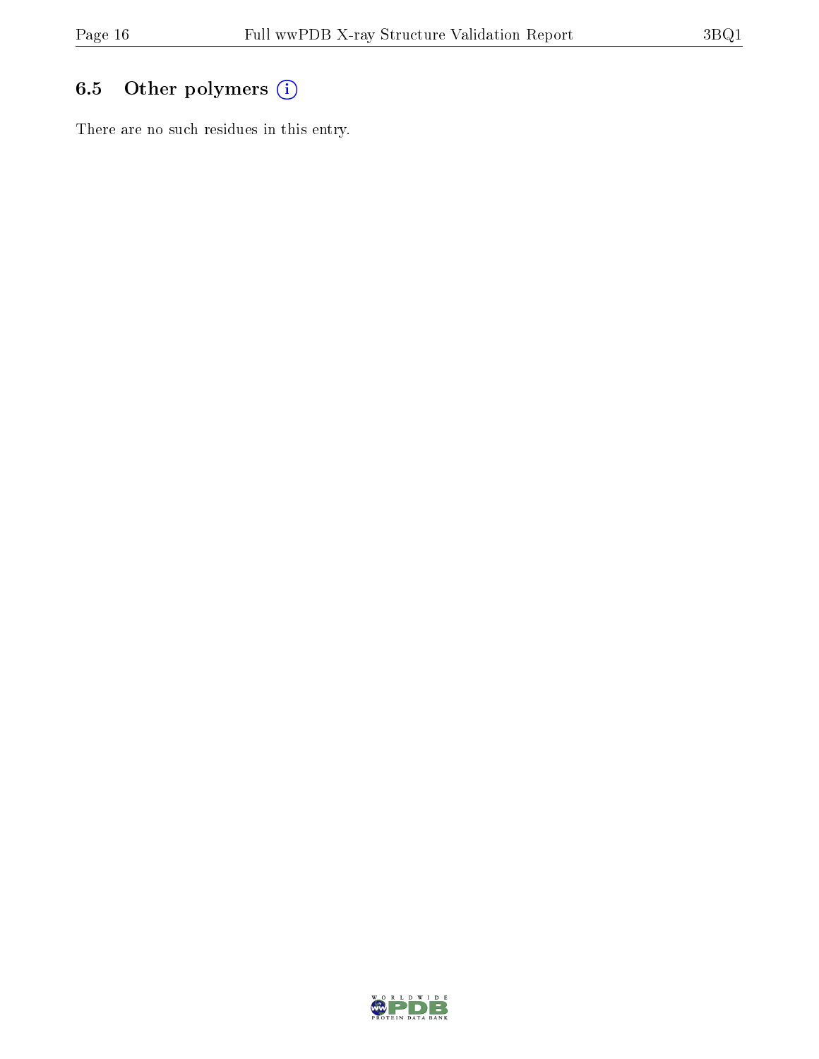## 6.5 Other polymers ⓘ

There are no such residues in this entry.